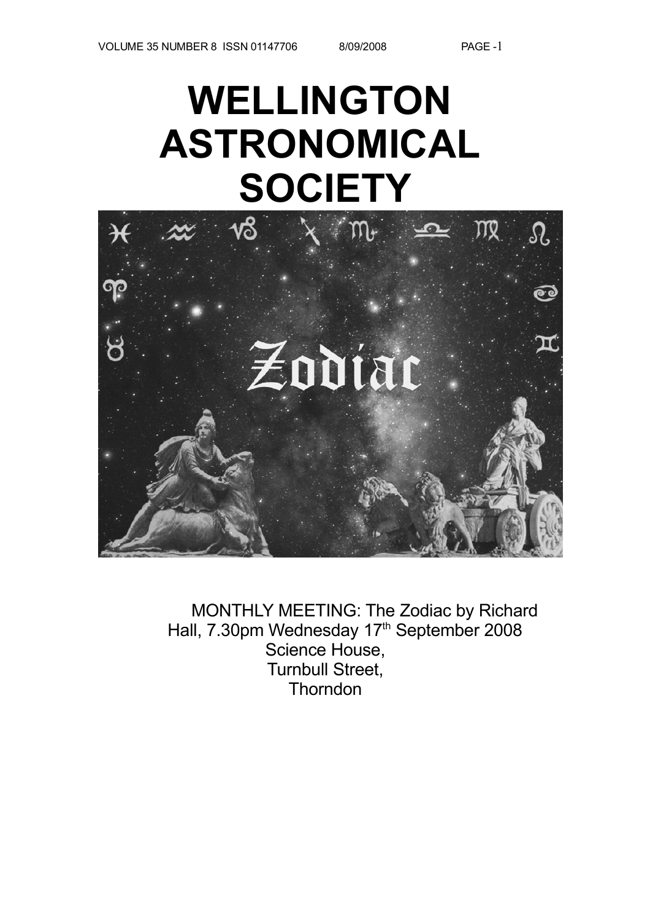# WELLINGTON ASTRONOMICAL SOCIETY

MONTHLY MEETING: The Zodiac by Richard Hall, 7.30pm Wednesday 17th September 2008
Science House,
Turnbull Street,
Thorndon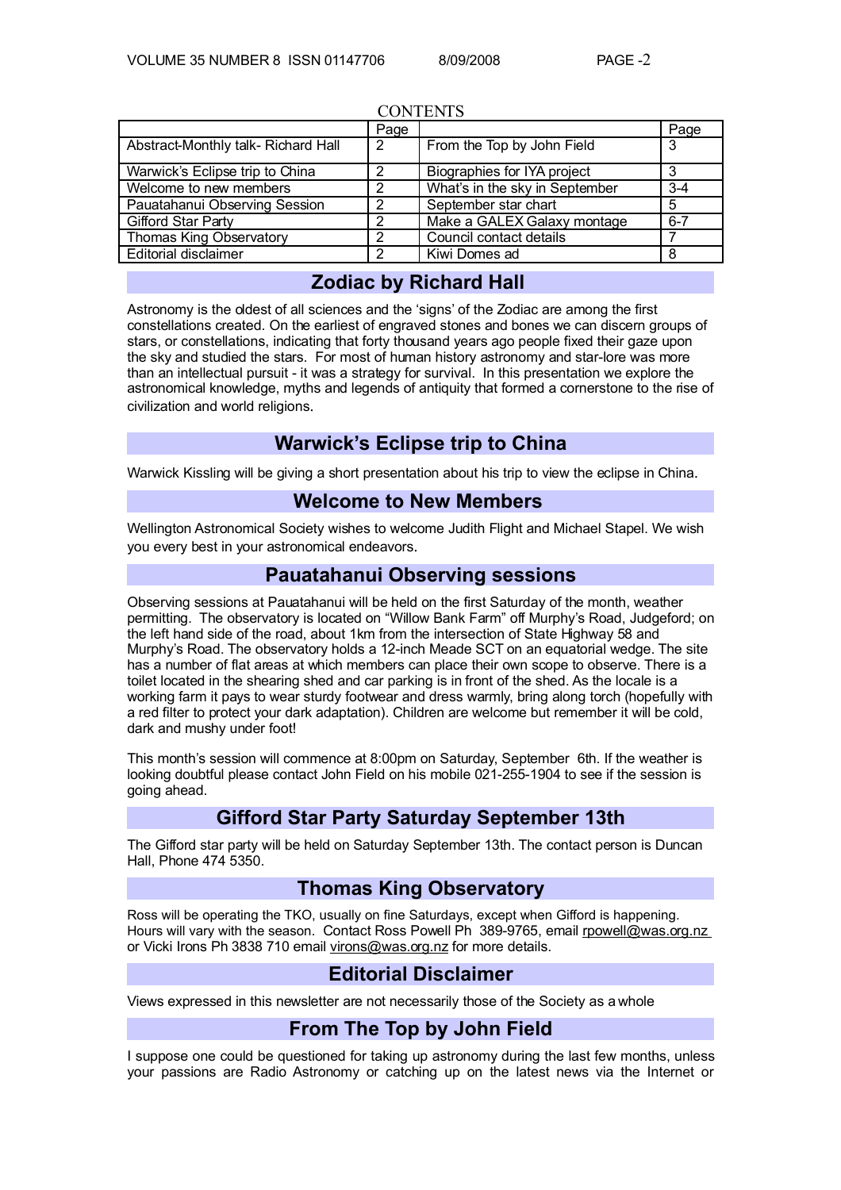CONTENTS

| | Page | | Page |
|---|---|---|---|
| Abstract-Monthly talk- Richard Hall | 2 | From the Top by John Field | 3 |
| Warwick's Eclipse trip to China | 2 | Biographies for IYA project | 3 |
| Welcome to new members | 2 | What's in the sky in September | 3-4 |
| Pauatahanui Observing Session | 2 | September star chart | 5 |
| Gifford Star Party | 2 | Make a GALEX Galaxy montage | 6-7 |
| Thomas King Observatory | 2 | Council contact details | 7 |
| Editorial disclaimer | 2 | Kiwi Domes ad | 8 |

## Zodiac by Richard Hall

Astronomy is the oldest of all sciences and the 'signs' of the Zodiac are among the first constellations created. On the earliest of engraved stones and bones we can discern groups of stars, or constellations, indicating that forty thousand years ago people fixed their gaze upon the sky and studied the stars. For most of human history astronomy and star-lore was more than an intellectual pursuit - it was a strategy for survival. In this presentation we explore the astronomical knowledge, myths and legends of antiquity that formed a cornerstone to the rise of civilization and world religions.

## Warwick's Eclipse trip to China

Warwick Kissling will be giving a short presentation about his trip to view the eclipse in China.

## Welcome to New Members

Wellington Astronomical Society wishes to welcome Judith Flight and Michael Stapel. We wish you every best in your astronomical endeavors.

## Pauatahanui Observing sessions

Observing sessions at Pauatahanui will be held on the first Saturday of the month, weather permitting. The observatory is located on "Willow Bank Farm" off Murphy's Road, Judgeford; on the left hand side of the road, about 1km from the intersection of State Highway 58 and Murphy's Road. The observatory holds a 12-inch Meade SCT on an equatorial wedge. The site has a number of flat areas at which members can place their own scope to observe. There is a toilet located in the shearing shed and car parking is in front of the shed. As the locale is a working farm it pays to wear sturdy footwear and dress warmly, bring along torch (hopefully with a red filter to protect your dark adaptation). Children are welcome but remember it will be cold, dark and mushy under foot!

This month's session will commence at 8:00pm on Saturday, September 6th. If the weather is looking doubtful please contact John Field on his mobile 021-255-1904 to see if the session is going ahead.

## Gifford Star Party Saturday September 13th

The Gifford star party will be held on Saturday September 13th. The contact person is Duncan Hall, Phone 474 5350.

## Thomas King Observatory

Ross will be operating the TKO, usually on fine Saturdays, except when Gifford is happening. Hours will vary with the season. Contact Ross Powell Ph 389-9765, email rpowell@was.org.nz or Vicki Irons Ph 3838 710 email virons@was.org.nz for more details.

## Editorial Disclaimer

Views expressed in this newsletter are not necessarily those of the Society as a whole

## From The Top by John Field

I suppose one could be questioned for taking up astronomy during the last few months, unless your passions are Radio Astronomy or catching up on the latest news via the Internet or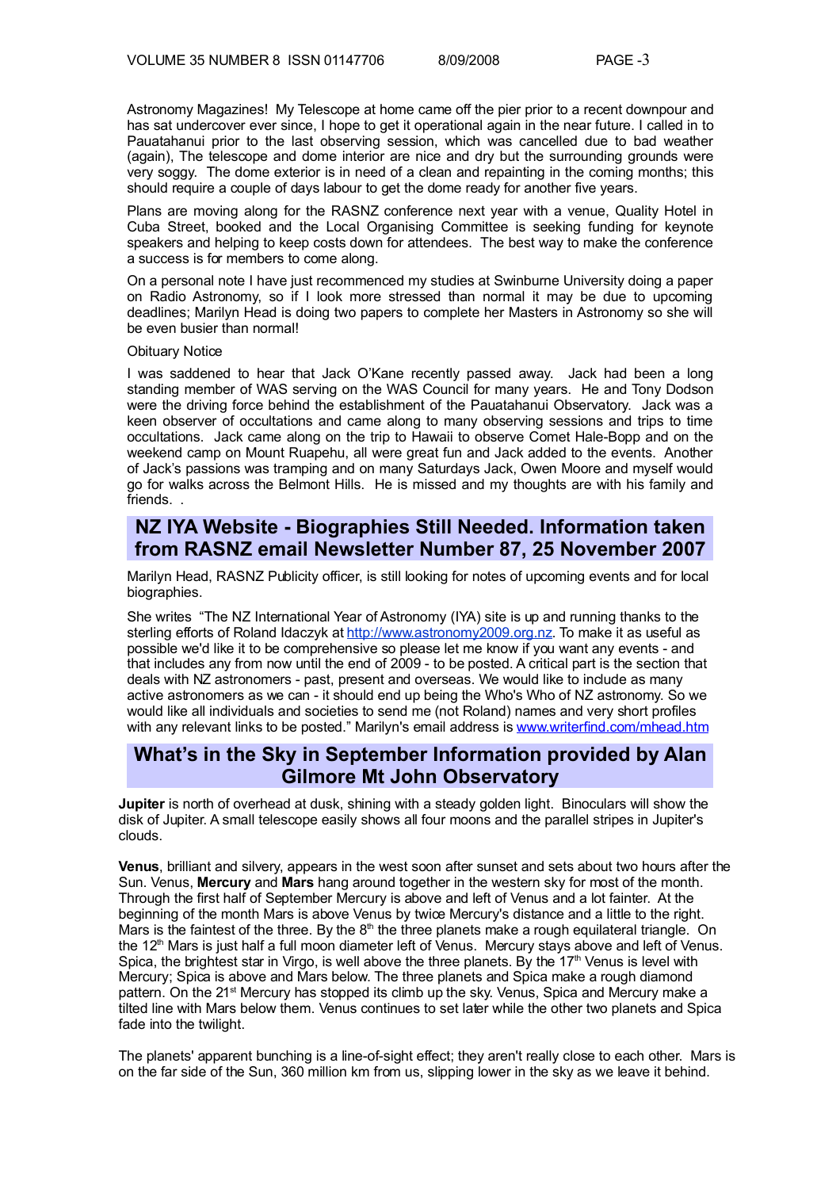Astronomy Magazines! My Telescope at home came off the pier prior to a recent downpour and has sat undercover ever since, I hope to get it operational again in the near future. I called in to Pauatahanui prior to the last observing session, which was cancelled due to bad weather (again), The telescope and dome interior are nice and dry but the surrounding grounds were very soggy. The dome exterior is in need of a clean and repainting in the coming months; this should require a couple of days labour to get the dome ready for another five years.

Plans are moving along for the RASNZ conference next year with a venue, Quality Hotel in Cuba Street, booked and the Local Organising Committee is seeking funding for keynote speakers and helping to keep costs down for attendees. The best way to make the conference a success is for members to come along.

On a personal note I have just recommenced my studies at Swinburne University doing a paper on Radio Astronomy, so if I look more stressed than normal it may be due to upcoming deadlines; Marilyn Head is doing two papers to complete her Masters in Astronomy so she will be even busier than normal!

Obituary Notice

I was saddened to hear that Jack O'Kane recently passed away. Jack had been a long standing member of WAS serving on the WAS Council for many years. He and Tony Dodson were the driving force behind the establishment of the Pauatahanui Observatory. Jack was a keen observer of occultations and came along to many observing sessions and trips to time occultations. Jack came along on the trip to Hawaii to observe Comet Hale-Bopp and on the weekend camp on Mount Ruapehu, all were great fun and Jack added to the events. Another of Jack's passions was tramping and on many Saturdays Jack, Owen Moore and myself would go for walks across the Belmont Hills. He is missed and my thoughts are with his family and friends. .

## NZ IYA Website - Biographies Still Needed. Information taken from RASNZ email Newsletter Number 87, 25 November 2007

Marilyn Head, RASNZ Publicity officer, is still looking for notes of upcoming events and for local biographies.

She writes "The NZ International Year of Astronomy (IYA) site is up and running thanks to the sterling efforts of Roland Idaczyk at http://www.astronomy2009.org.nz. To make it as useful as possible we'd like it to be comprehensive so please let me know if you want any events - and that includes any from now until the end of 2009 - to be posted. A critical part is the section that deals with NZ astronomers - past, present and overseas. We would like to include as many active astronomers as we can - it should end up being the Who's Who of NZ astronomy. So we would like all individuals and societies to send me (not Roland) names and very short profiles with any relevant links to be posted." Marilyn's email address is www.writerfind.com/mhead.htm

## What's in the Sky in September Information provided by Alan Gilmore Mt John Observatory

**Jupiter** is north of overhead at dusk, shining with a steady golden light. Binoculars will show the disk of Jupiter. A small telescope easily shows all four moons and the parallel stripes in Jupiter's clouds.

**Venus**, brilliant and silvery, appears in the west soon after sunset and sets about two hours after the Sun. Venus, **Mercury** and **Mars** hang around together in the western sky for most of the month. Through the first half of September Mercury is above and left of Venus and a lot fainter. At the beginning of the month Mars is above Venus by twice Mercury's distance and a little to the right. Mars is the faintest of the three. By the 8th the three planets make a rough equilateral triangle. On the 12th Mars is just half a full moon diameter left of Venus. Mercury stays above and left of Venus. Spica, the brightest star in Virgo, is well above the three planets. By the 17th Venus is level with Mercury; Spica is above and Mars below. The three planets and Spica make a rough diamond pattern. On the 21st Mercury has stopped its climb up the sky. Venus, Spica and Mercury make a tilted line with Mars below them. Venus continues to set later while the other two planets and Spica fade into the twilight.

The planets' apparent bunching is a line-of-sight effect; they aren't really close to each other. Mars is on the far side of the Sun, 360 million km from us, slipping lower in the sky as we leave it behind.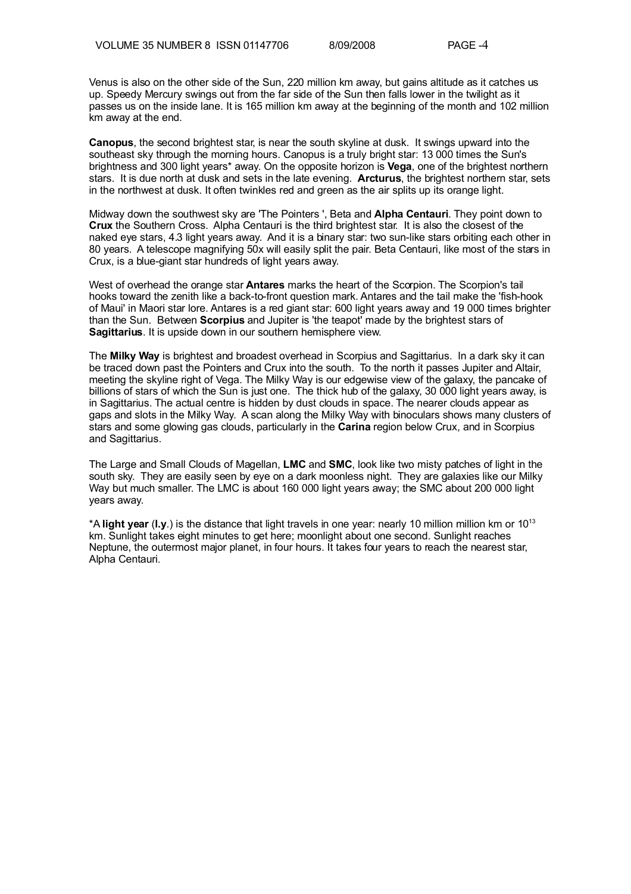Venus is also on the other side of the Sun, 220 million km away, but gains altitude as it catches us up. Speedy Mercury swings out from the far side of the Sun then falls lower in the twilight as it passes us on the inside lane. It is 165 million km away at the beginning of the month and 102 million km away at the end.

**Canopus**, the second brightest star, is near the south skyline at dusk. It swings upward into the southeast sky through the morning hours. Canopus is a truly bright star: 13 000 times the Sun's brightness and 300 light years* away. On the opposite horizon is **Vega**, one of the brightest northern stars. It is due north at dusk and sets in the late evening. **Arcturus**, the brightest northern star, sets in the northwest at dusk. It often twinkles red and green as the air splits up its orange light.

Midway down the southwest sky are 'The Pointers ', Beta and **Alpha Centauri**. They point down to **Crux** the Southern Cross. Alpha Centauri is the third brightest star. It is also the closest of the naked eye stars, 4.3 light years away. And it is a binary star: two sun-like stars orbiting each other in 80 years. A telescope magnifying 50x will easily split the pair. Beta Centauri, like most of the stars in Crux, is a blue-giant star hundreds of light years away.

West of overhead the orange star **Antares** marks the heart of the Scorpion. The Scorpion's tail hooks toward the zenith like a back-to-front question mark. Antares and the tail make the 'fish-hook of Maui' in Maori star lore. Antares is a red giant star: 600 light years away and 19 000 times brighter than the Sun. Between **Scorpius** and Jupiter is 'the teapot' made by the brightest stars of **Sagittarius**. It is upside down in our southern hemisphere view.

The **Milky Way** is brightest and broadest overhead in Scorpius and Sagittarius. In a dark sky it can be traced down past the Pointers and Crux into the south. To the north it passes Jupiter and Altair, meeting the skyline right of Vega. The Milky Way is our edgewise view of the galaxy, the pancake of billions of stars of which the Sun is just one. The thick hub of the galaxy, 30 000 light years away, is in Sagittarius. The actual centre is hidden by dust clouds in space. The nearer clouds appear as gaps and slots in the Milky Way. A scan along the Milky Way with binoculars shows many clusters of stars and some glowing gas clouds, particularly in the **Carina** region below Crux, and in Scorpius and Sagittarius.

The Large and Small Clouds of Magellan, **LMC** and **SMC**, look like two misty patches of light in the south sky. They are easily seen by eye on a dark moonless night. They are galaxies like our Milky Way but much smaller. The LMC is about 160 000 light years away; the SMC about 200 000 light years away.

*A **light year** (**l.y**.) is the distance that light travels in one year: nearly 10 million million km or $10^{13}$ km. Sunlight takes eight minutes to get here; moonlight about one second. Sunlight reaches Neptune, the outermost major planet, in four hours. It takes four years to reach the nearest star, Alpha Centauri.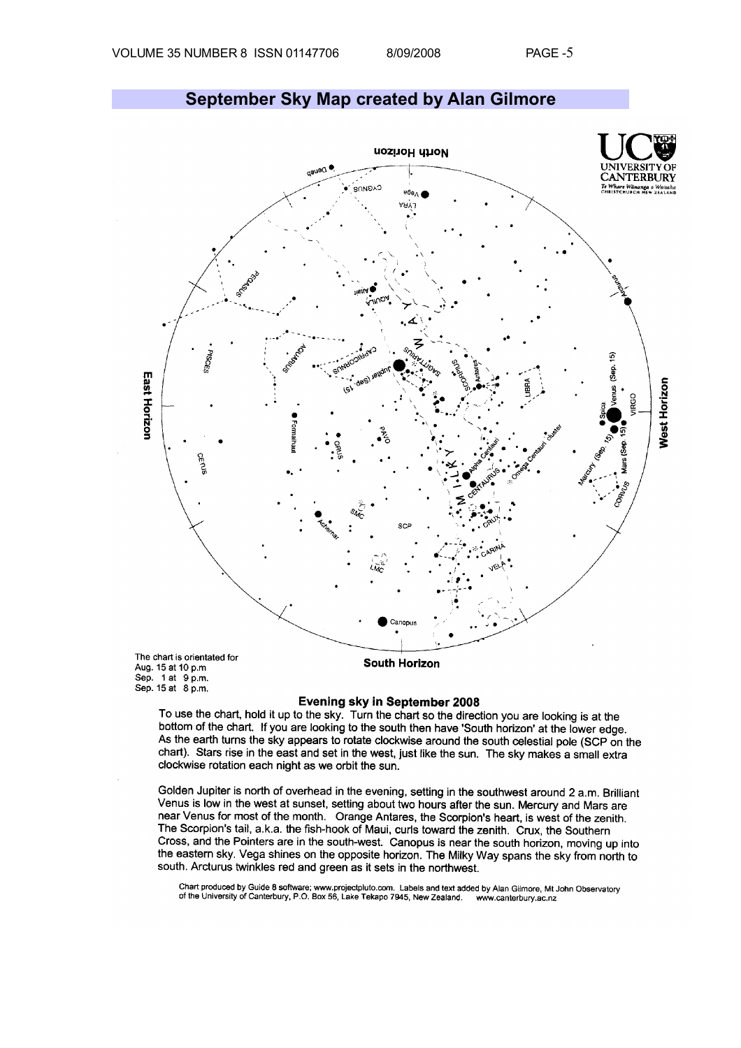## September Sky Map created by Alan Gilmore

The chart is orientated for
Aug. 15 at 10 p.m
Sep. 1 at 9 p.m.
Sep. 15 at 8 p.m.

### Evening sky in September 2008

To use the chart, hold it up to the sky. Turn the chart so the direction you are looking is at the bottom of the chart. If you are looking to the south then have 'South horizon' at the lower edge. As the earth turns the sky appears to rotate clockwise around the south celestial pole (SCP on the chart). Stars rise in the east and set in the west, just like the sun. The sky makes a small extra clockwise rotation each night as we orbit the sun.

Golden Jupiter is north of overhead in the evening, setting in the southwest around 2 a.m. Brilliant Venus is low in the west at sunset, setting about two hours after the sun. Mercury and Mars are near Venus for most of the month. Orange Antares, the Scorpion's heart, is west of the zenith. The Scorpion's tail, a.k.a. the fish-hook of Maui, curls toward the zenith. Crux, the Southern Cross, and the Pointers are in the south-west. Canopus is near the south horizon, moving up into the eastern sky. Vega shines on the opposite horizon. The Milky Way spans the sky from north to south. Arcturus twinkles red and green as it sets in the northwest.

Chart produced by Guide 8 software; www.projectpluto.com. Labels and text added by Alan Gilmore, Mt John Observatory of the University of Canterbury, P.O. Box 56, Lake Tekapo 7945, New Zealand. www.canterbury.ac.nz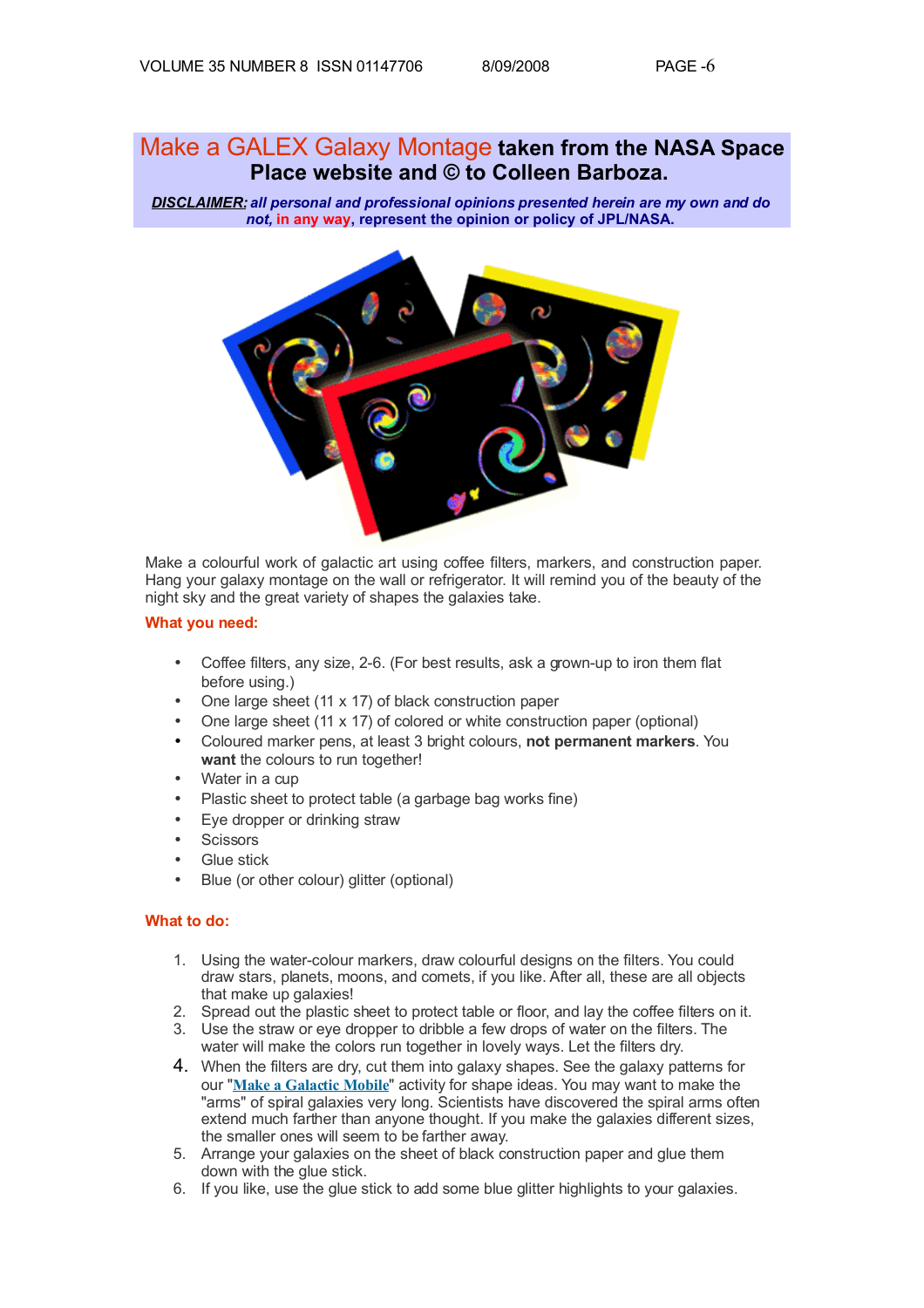# Make a GALEX Galaxy Montage taken from the NASA Space Place website and © to Colleen Barboza.

***DISCLAIMER:* all personal and professional opinions presented herein are my own and do not, in any way, represent the opinion or policy of JPL/NASA.**

Make a colourful work of galactic art using coffee filters, markers, and construction paper. Hang your galaxy montage on the wall or refrigerator. It will remind you of the beauty of the night sky and the great variety of shapes the galaxies take.

**What you need:**

- Coffee filters, any size, 2-6. (For best results, ask a grown-up to iron them flat before using.)
- One large sheet (11 x 17) of black construction paper
- One large sheet (11 x 17) of colored or white construction paper (optional)
- Coloured marker pens, at least 3 bright colours, **not permanent markers**. You **want** the colours to run together!
- Water in a cup
- Plastic sheet to protect table (a garbage bag works fine)
- Eye dropper or drinking straw
- Scissors
- Glue stick
- Blue (or other colour) glitter (optional)

**What to do:**

1. Using the water-colour markers, draw colourful designs on the filters. You could draw stars, planets, moons, and comets, if you like. After all, these are all objects that make up galaxies!
2. Spread out the plastic sheet to protect table or floor, and lay the coffee filters on it.
3. Use the straw or eye dropper to dribble a few drops of water on the filters. The water will make the colors run together in lovely ways. Let the filters dry.
4. When the filters are dry, cut them into galaxy shapes. See the galaxy patterns for our "Make a Galactic Mobile" activity for shape ideas. You may want to make the "arms" of spiral galaxies very long. Scientists have discovered the spiral arms often extend much farther than anyone thought. If you make the galaxies different sizes, the smaller ones will seem to be farther away.
5. Arrange your galaxies on the sheet of black construction paper and glue them down with the glue stick.
6. If you like, use the glue stick to add some blue glitter highlights to your galaxies.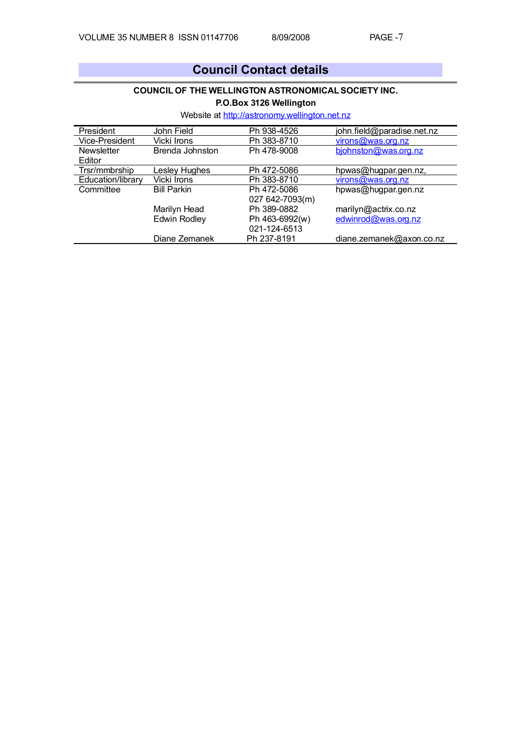## Council Contact details

**COUNCIL OF THE WELLINGTON ASTRONOMICAL SOCIETY INC.**

**P.O.Box 3126 Wellington**

Website at http://astronomy.wellington.net.nz

| | | | |
|---|---|---|---|
| President | John Field | Ph 938-4526 | john.field@paradise.net.nz |
| Vice-President | Vicki Irons | Ph 383-8710 | virons@was.org.nz |
| Newsletter Editor | Brenda Johnston | Ph 478-9008 | bjohnston@was.org.nz |
| Trsr/mmbrship | Lesley Hughes | Ph 472-5086 | hpwas@hugpar.gen.nz, |
| Education/library | Vicki Irons | Ph 383-8710 | virons@was.org.nz |
| Committee | Bill Parkin | Ph 472-5086<br>027 642-7093(m) | hpwas@hugpar.gen.nz |
| | Marilyn Head | Ph 389-0882 | marilyn@actrix.co.nz |
| | Edwin Rodley | Ph 463-6992(w)<br>021-124-6513 | edwinrod@was.org.nz |
| | Diane Zemanek | Ph 237-8191 | diane.zemanek@axon.co.nz |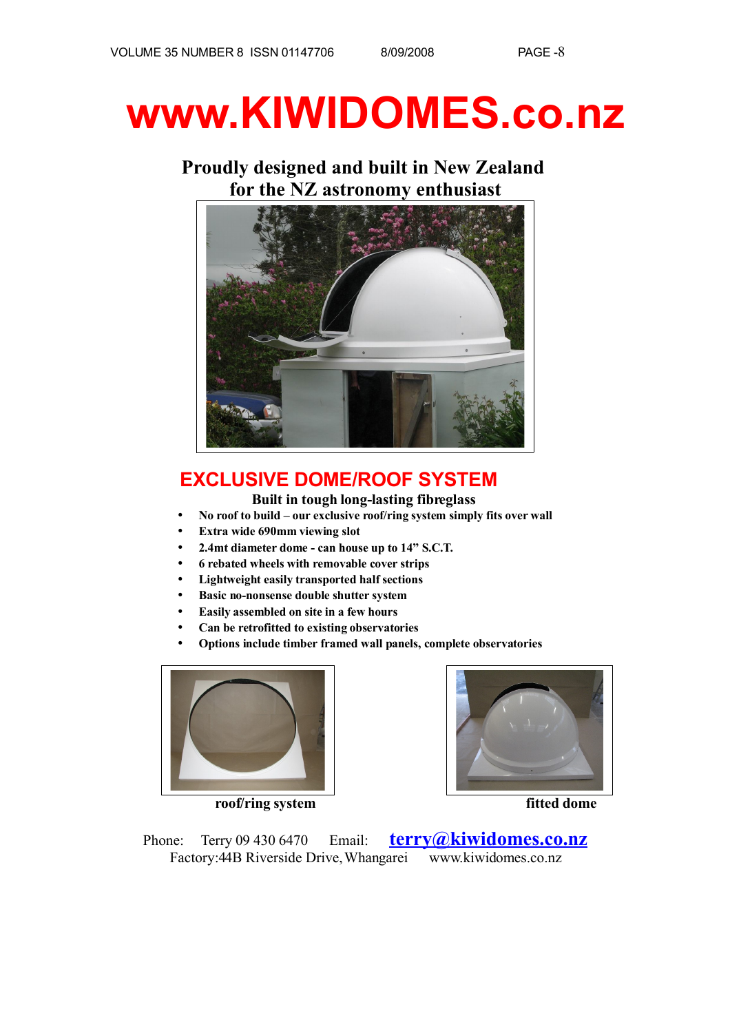# www.KIWIDOMES.co.nz

**Proudly designed and built in New Zealand**
**for the NZ astronomy enthusiast**

## EXCLUSIVE DOME/ROOF SYSTEM

**Built in tough long-lasting fibreglass**

- **No roof to build – our exclusive roof/ring system simply fits over wall**
- **Extra wide 690mm viewing slot**
- **2.4mt diameter dome - can house up to 14" S.C.T.**
- **6 rebated wheels with removable cover strips**
- **Lightweight easily transported half sections**
- **Basic no-nonsense double shutter system**
- **Easily assembled on site in a few hours**
- **Can be retrofitted to existing observatories**
- **Options include timber framed wall panels, complete observatories**

**roof/ring system**

**fitted dome**

Phone: Terry 09 430 6470 Email: terry@kiwidomes.co.nz
Factory:44B Riverside Drive, Whangarei www.kiwidomes.co.nz